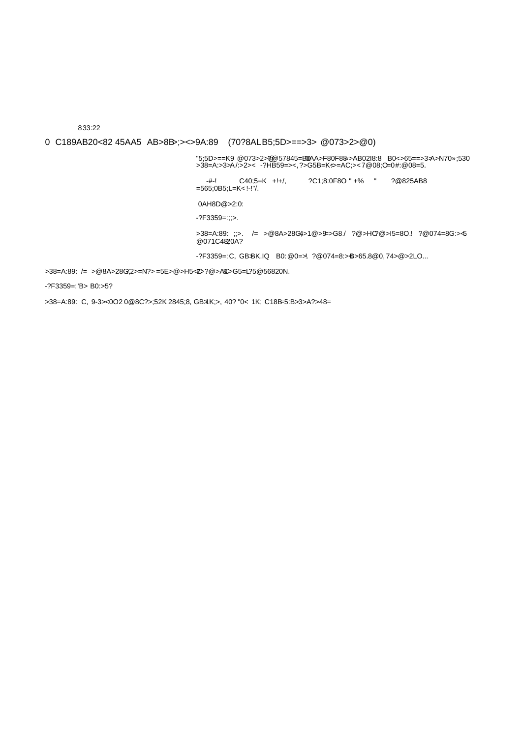833:22

0 C189AB20<82 45AA5 AB>8B>;><>9A:89 (70?8AL B5;5D>==>3> @073>2>@0)

"5;5D>==K9 @073>2>@ ?@57845=B0 0AA>F80F88 <>AB02I8:8 B0<>65==>3> A>N70»;530 >38=A:>3>A/:>2>< -?HB59=><, ?>G5B=K<>=AC;>< 7@08;O =0#:@08=5.

-#-! C40;5=K +!+/, ?C1;8:0F8O " +% " ?@825AB8 =565;0B5;L=K< !-!"/.

0AH8D@>2:0:

-?F3359=:;;>.

>38=A:89: ;;>. /= >@8A>28G,>1@>9=>G8./ ?@>HC?@>I5=8O.! ?@074=8G:><5 @071C482 0A?

-?F3359=: C, GB>BK.IQ B0:@0=>!. ?@074=8:>B>65.8@0, 74>@>2LO...

>38=A:89: /= >@8A>28G,2>=N?> =5E>@>H5<?> ?@>AC>G5=L?5@56820N.

-?F3359=: 'B> B0:>5?

>38=A:89: C, 9-3><0O2 0@8C?>;52K 2845;8, GB>1K;>, 40? "0< 1K; C18B=5:B>3>A?>48=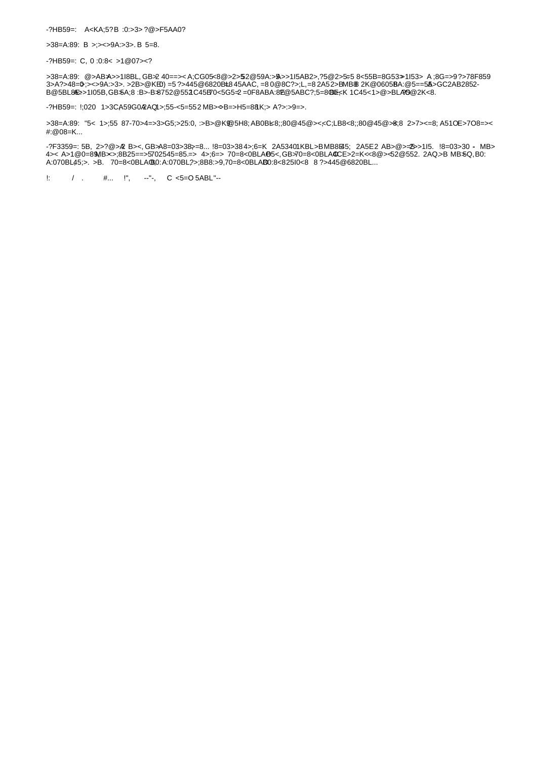-?HB59=: A<KA;5?B :0:>3> ?@>F5AA0?

>38=A:89: B >;><>9A:>3>. B 5=8.

-?HB59=: C, 0 :0:8< >1@07><?

>38=A:89: @>AB>A>>1I8BL, GB>2 40==>< A;CG05<8@>2>552@59A:>9A>>1I5AB2>,?5@2>5=5 8<55B=8G53>>1I53> A ;8G=>9 ?>78F859 3>A?>48=0>;><>9A:>3>. >2B>@KE0) =5 ?>445@6820BL8 45AAC, =8 0@8C?>;L,=8 2A52>B MB88 2K@0605BA:@5==55A>GC2AB2852-B@5BL85A>>1I05B,GB>5A;8 :B>-B>8752@552C45B70<5G5=2 =0F8ABA:8E@5ABC?;5=8OE<K 1C45<1>@>BLAO5@2K<8.

-?HB59=: !;020 1>3C,A59G0A2AQ1>;55-<5=552 MB>@<>B=>H5=88K;> A?>:>9=>.

>38=A:89: "5< 1>;55 87-70>4=>3>G5;>25:0, :>B>@K9@5H8; AB0BL<8;;80@45@><,<C;LB8<8;;80@45@>8;8 2>7><=8; A51OE>7O8=>< #:@08=K...

-?F3359=: 5B, 2>?@>A2 B><,GB>A8=03>38;>=8... !8=03>38 4>;6=K 2A5340 1KBL>B MB8E45; 2A5E2 AB>@>=5>>1I5. !8=03>30 - MB> 4>< A>1@0=89,MB><>;8B25==>5702545=85.=> 4>;6=> 70=8<0BLAO5<,GB>70=8<0BLAO5CE>2=K<<8@><52@552. 2AQ,>B MB>5Q,B0: A:070BL,45;>. >B. 70=8<0BLAO5,0: A:070BL,?>;8B8:>9,70=8<0BLAO0:8<825I0<8 8 ?>445@6820BL...

!: / . #... !", --"-, C <5=O 5ABL"--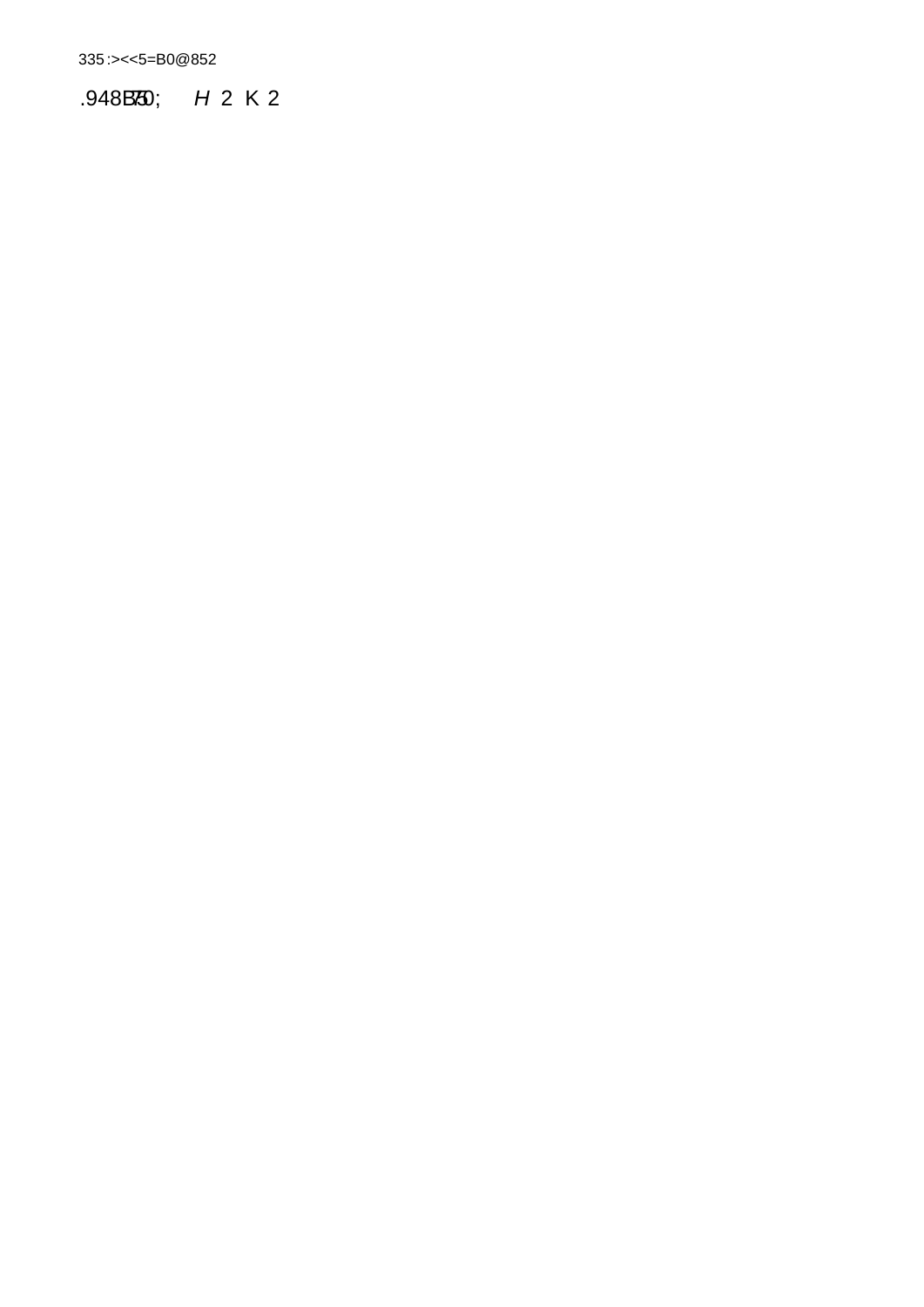335:><<5=B0@852

.948B50; *H* 2 K 2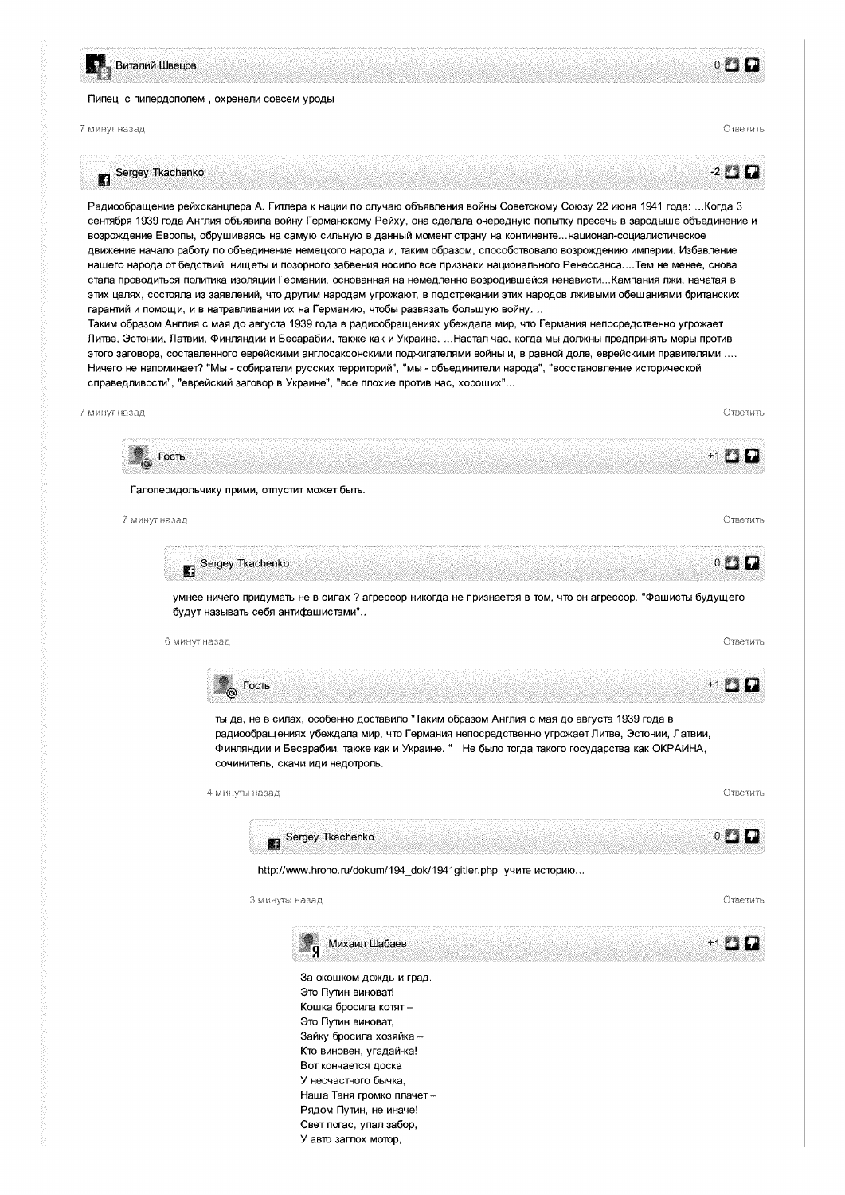**Виталий Швецов** 0

Пипец с пипердополем , охренели совсем уроды

7 минут назад — Ответить

**Sergey Tkachenko** -2

Радиообращение рейхсканцлера А. Гитлера к нации по случаю объявления войны Советскому Союзу 22 июня 1941 года: ...Когда 3 сентября 1939 года Англия объявила войну Германскому Рейху, она сделала очередную попытку пресечь в зародыше объединение и возрождение Европы, обрушиваясь на самую сильную в данный момент страну на континенте...национал-социалистическое движение начало работу по объединение немецкого народа и, таким образом, способствовало возрождению империи. Избавление нашего народа от бедствий, нищеты и позорного забвения носило все признаки национального Ренессанса....Тем не менее, снова стала проводиться политика изоляции Германии, основанная на немедленно возродившейся ненависти...Кампания лжи, начатая в этих целях, состояла из заявлений, что другим народам угрожают, в подстрекании этих народов лживыми обещаниями британских гарантий и помощи, и в натравливании их на Германию, чтобы развязать большую войну. ..
Таким образом Англия с мая до августа 1939 года в радиообращениях убеждала мир, что Германия непосредственно угрожает Литве, Эстонии, Латвии, Финляндии и Бесарабии, также как и Украине. ...Настал час, когда мы должны предпринять меры против этого заговора, составленного еврейскими англосаксонскими поджигателями войны и, в равной доле, еврейскими правителями .... Ничего не напоминает? "Мы - собиратели русских территорий", "мы - объединители народа", "восстановление исторической справедливости", "еврейский заговор в Украине", "все плохие против нас, хороших"...

7 минут назад — Ответить

**Гость** +1

Галоперидольчику прими, отпустит может быть.

7 минут назад — Ответить

**Sergey Tkachenko** 0

умнее ничего придумать не в силах ? агрессор никогда не признается в том, что он агрессор. "Фашисты будущего будут называть себя антифашистами"..

6 минут назад — Ответить

**Гость** +1

ты да, не в силах, особенно доставило "Таким образом Англия с мая до августа 1939 года в радиообращениях убеждала мир, что Германия непосредственно угрожает Литве, Эстонии, Латвии, Финляндии и Бесарабии, также как и Украине. " Не было тогда такого государства как ОКРАИНА, сочинитель, скачи иди недотроль.

4 минуты назад — Ответить

**Sergey Tkachenko** 0

http://www.hrono.ru/dokum/194_dok/1941gitler.php учите историю...

3 минуты назад — Ответить

**Михаил Шабаев** +1

За окошком дождь и град.
Это Путин виноват!
Кошка бросила котят –
Это Путин виноват,
Зайку бросила хозяйка –
Кто виновен, угадай-ка!
Вот кончается доска
У несчастного бычка,
Наша Таня громко плачет –
Рядом Путин, не иначе!
Свет погас, упал забор,
У авто заглох мотор,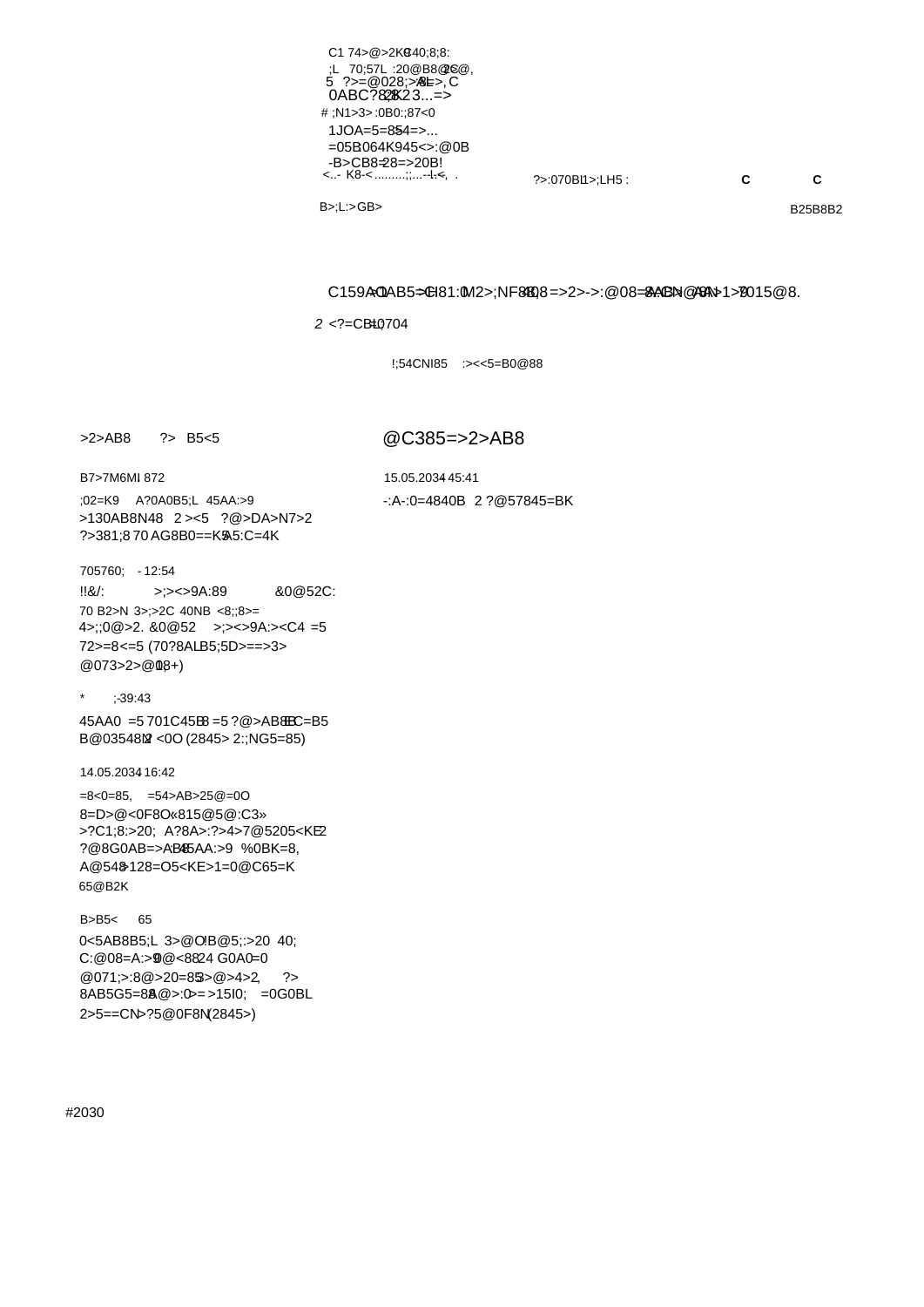C1 74>@>2K9 40;8;8:

;L 70;57L :20@B8@C@,

5 ?>=@028;>AL >, C

0ABC?8;0 2K23...=>

# ;N1>3> :0B0:;87<0

1JOA=5=85 4=>...

=05B064K945<>:@0B

-B>CB8=28=>20B!

<..- K8-< .........;;...--L.<, .

?>:070BL 1>;LH5 :

**C** **C**

B>;L:>GB>

B25B8B2

C159A0 1AB5=CH81:0 M2>;NF88 8=>2>->:@08=0 A<>B@8B >1>7015@8.

*2* <?=CB=0,704

!;54CNI85 :><<5=B0@88

>2>AB8 ?> B5<5

@C385=>2>AB8

B7>7M6MI 872

15.05.2034 45:41

;02=K9 A?0A0B5;L 45AA:>9

-:A-:0=4840B 2 ?@57845=BK

>130AB8N48 2 ><5 ?@>DA>N7>2

?>381;8 70 AG8B0==K5 A5:C=4K

705760; - 12:54

!!&/: >;><>9A:89 &0@52C:

70 B2>N 3>;>2C 40NB <8;;8>=

4>;;0@>2. &0@52 >;><>9A:><C4 =5

72>=8<=5 (70?8AL B5;5D>==>3>

@073>2>@0 18+)

* ;-39:43

45AA0 =5 701C45B 8 =5 ?@>AB8B C=B5

B@03548N 2 <0O (2845> 2::;NG5=85)

14.05.2034 16:42

=8<0=85, =54>AB>25@=0O

8=D>@<0F8O «815@5@:C3»

>?C1;8:>20; A?8A>:?>4>7@5205<KE 2

?@8G0AB=>AB8 45AA:>9 %0BK=8,

A@548 128=O5<KE>1=0@C65=K

65@B2K

B>B5< 65

0<5AB8B5;L 3>@O !B@5;:>20 40;

C:@08=A:>9 @<88 24 G0A0=0

@071;>:8@>20=85 3>@>4>2, ?>

8AB5G5=88 A@>:0 >= >15I0; =0G0BL

2>5==CN >?5@0F8N (2845>)

#2030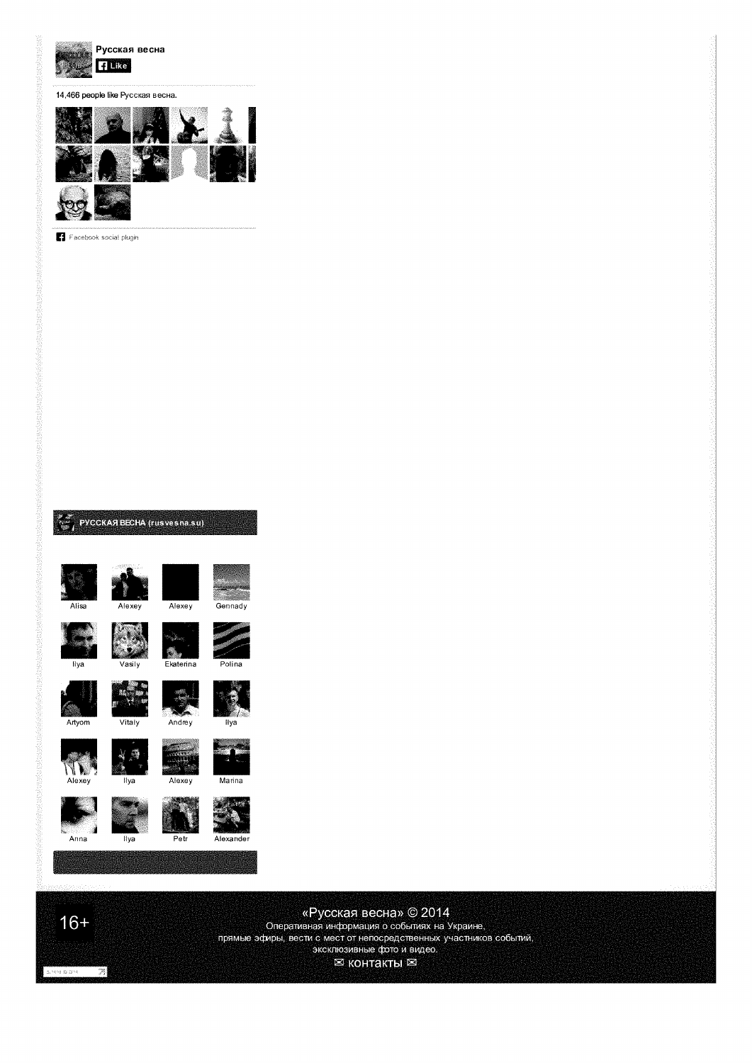**Русская весна**

Like

14,466 people like Русская весна.

Facebook social plugin

**РУССКАЯ ВЕСНА (rusvesna.su)**

Alisa Alexey Alexey Gennady

Ilya Vasily Ekaterina Polina

Artyom Vitaly Andrey Ilya

Alexey Ilya Alexey Marina

Anna Ilya Petr Alexander

16+

«Русская весна» © 2014

Оперативная информация о событиях на Украине,

прямые эфиры, вести с мест от непосредственных участников событий,

эксклюзивные фото и видео.

✉ контакты ✉